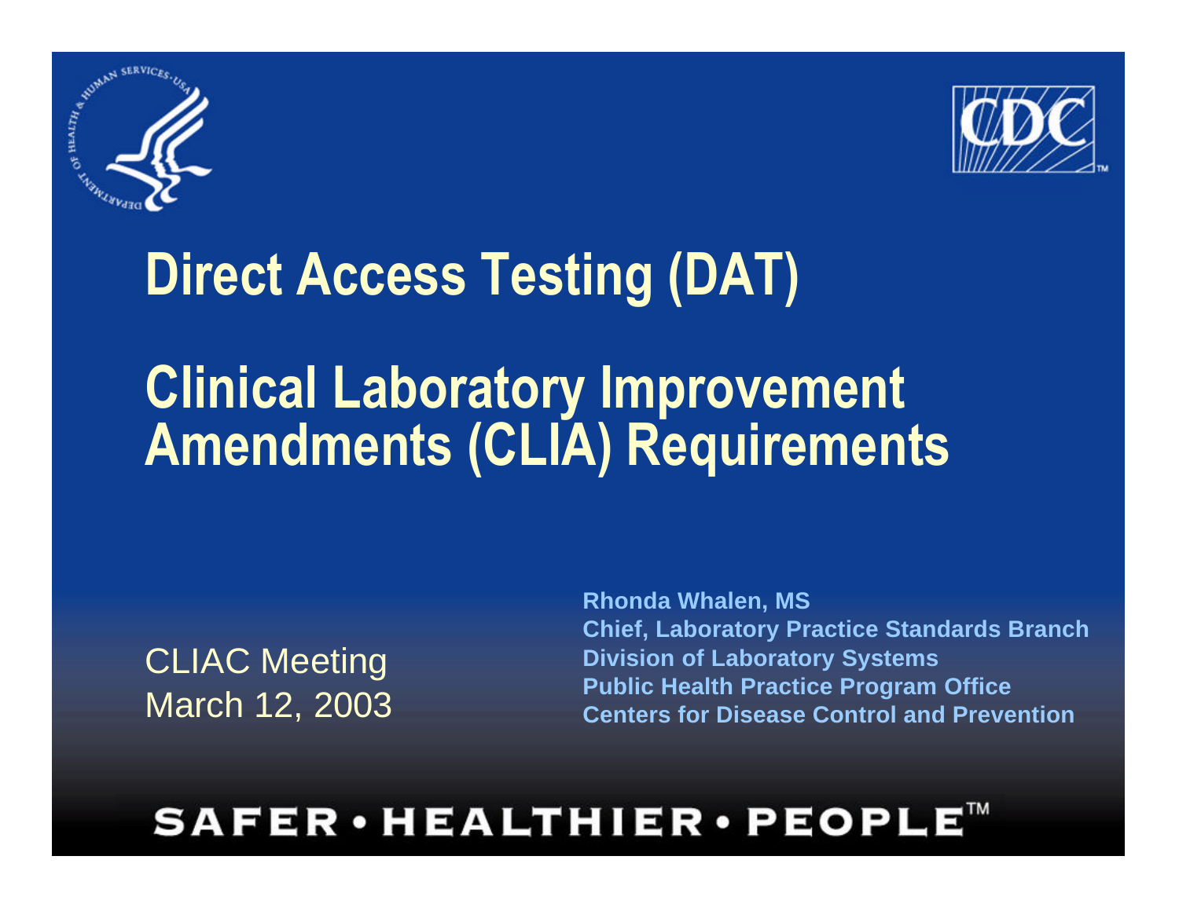# Direct Access Testing (DAT)

# Clinical Laboratory Improvement Amendments (CLIA) Requirements

CLIAC Meeting
March 12, 2003

**Rhonda Whalen, MS**
**Chief, Laboratory Practice Standards Branch**
**Division of Laboratory Systems**
**Public Health Practice Program Office**
**Centers for Disease Control and Prevention**

SAFER • HEALTHIER • PEOPLE™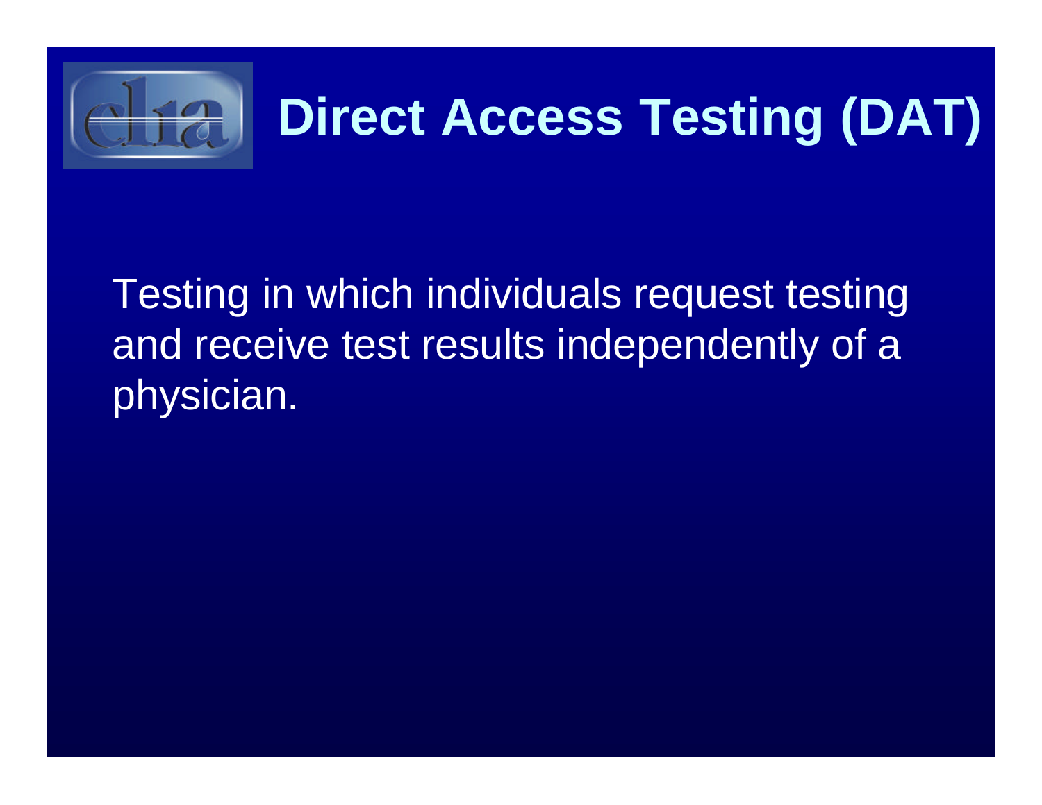# Direct Access Testing (DAT)

Testing in which individuals request testing and receive test results independently of a physician.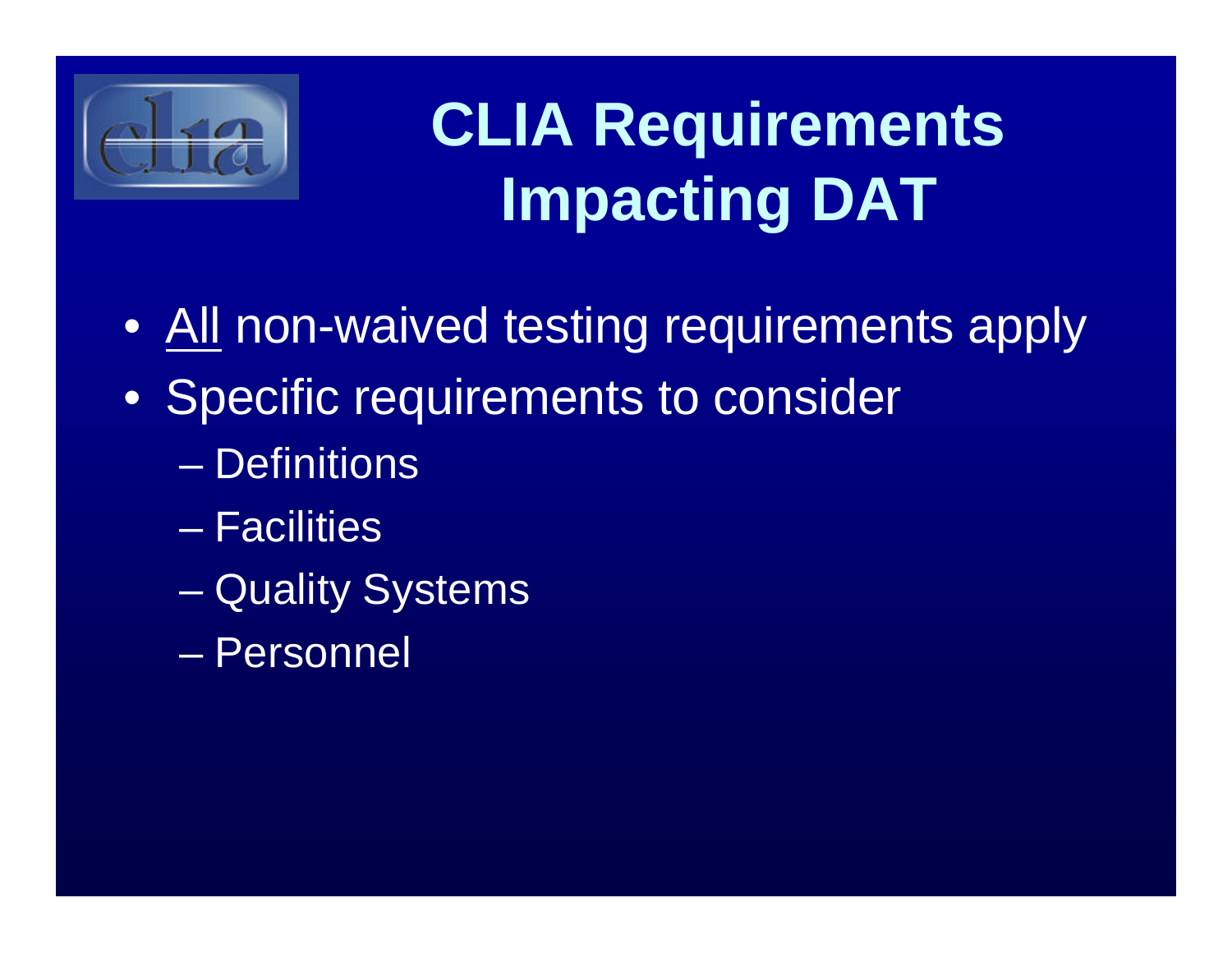# CLIA Requirements Impacting DAT

- <u>All</u> non-waived testing requirements apply
- Specific requirements to consider
  - Definitions
  - Facilities
  - Quality Systems
  - Personnel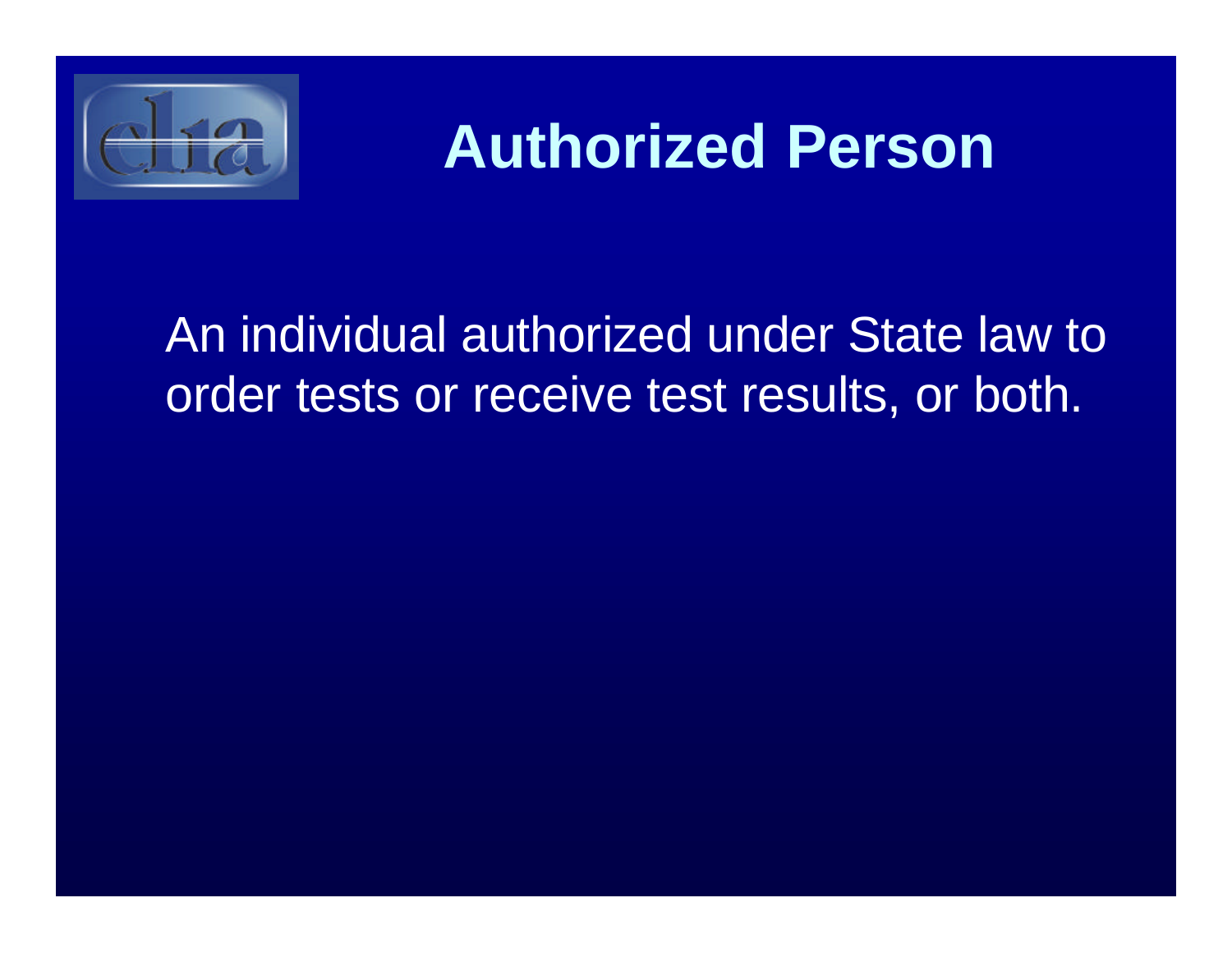# Authorized Person

An individual authorized under State law to order tests or receive test results, or both.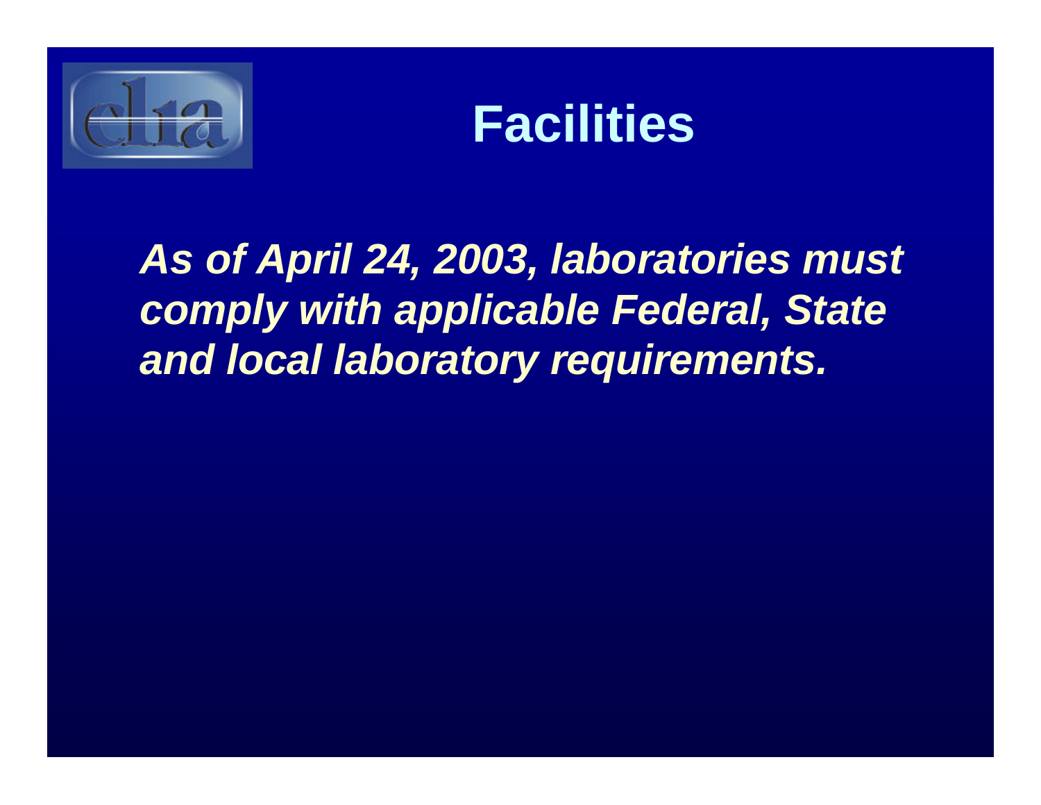# Facilities

***As of April 24, 2003, laboratories must comply with applicable Federal, State and local laboratory requirements.***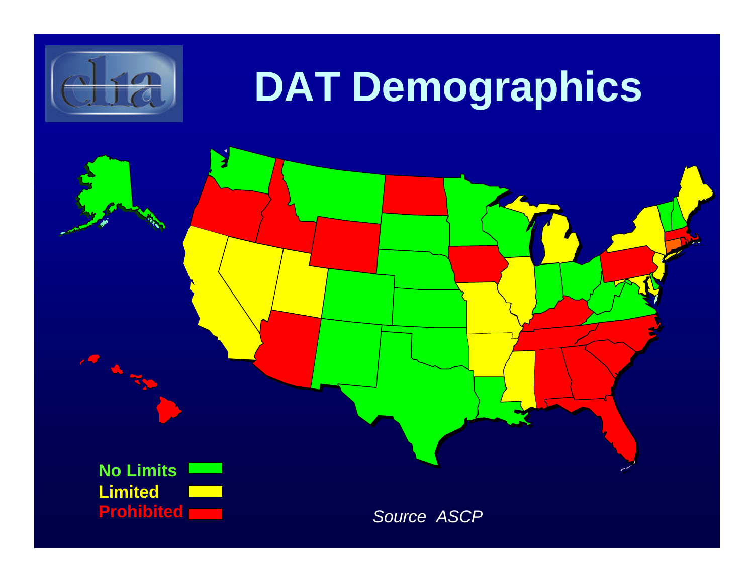# DAT Demographics

No Limits

Limited

Prohibited

*Source ASCP*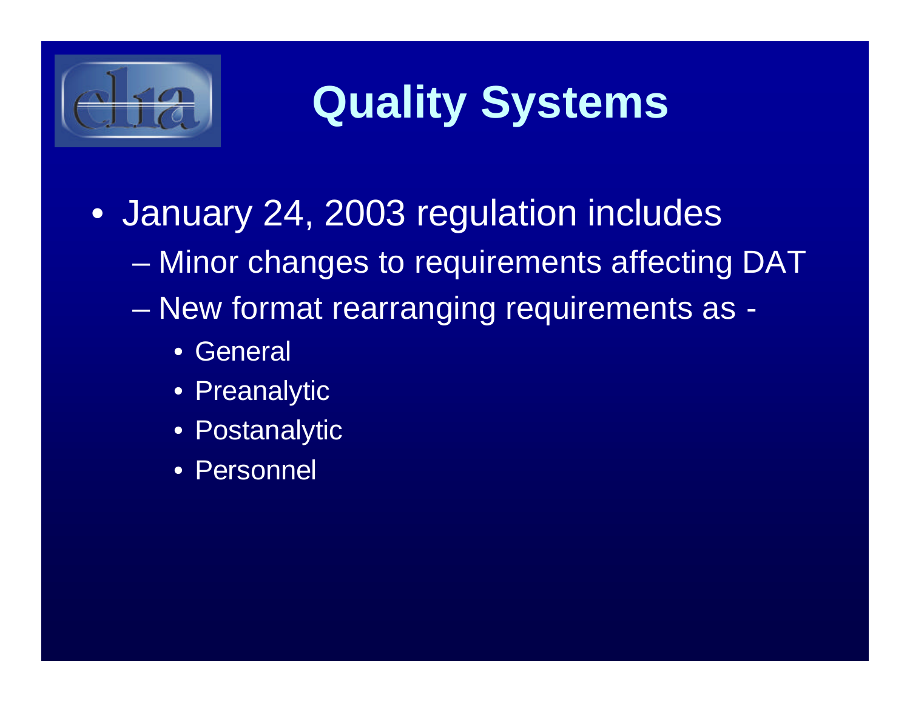# Quality Systems

- January 24, 2003 regulation includes
  - Minor changes to requirements affecting DAT
  - New format rearranging requirements as -
    - General
    - Preanalytic
    - Postanalytic
    - Personnel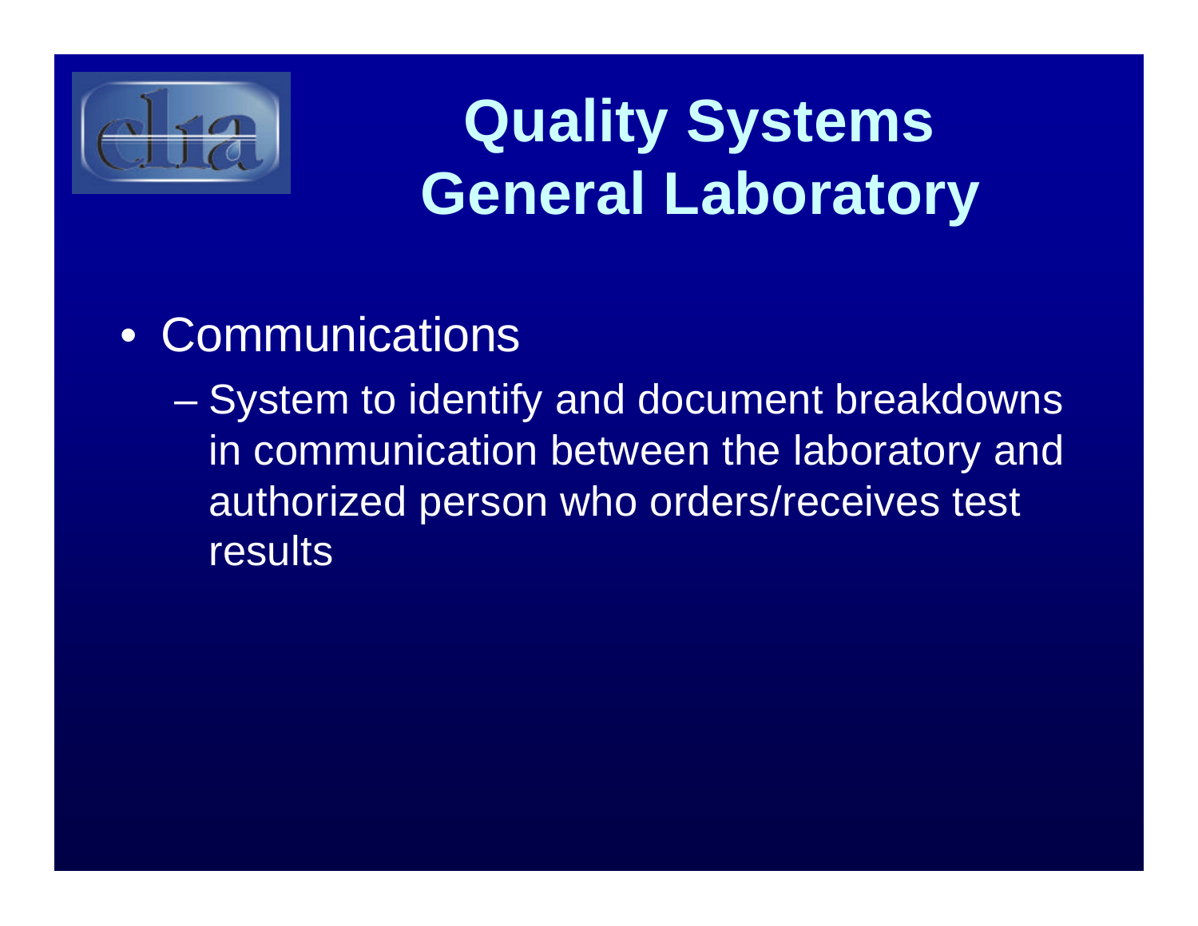# Quality Systems General Laboratory

- Communications
  - System to identify and document breakdowns in communication between the laboratory and authorized person who orders/receives test results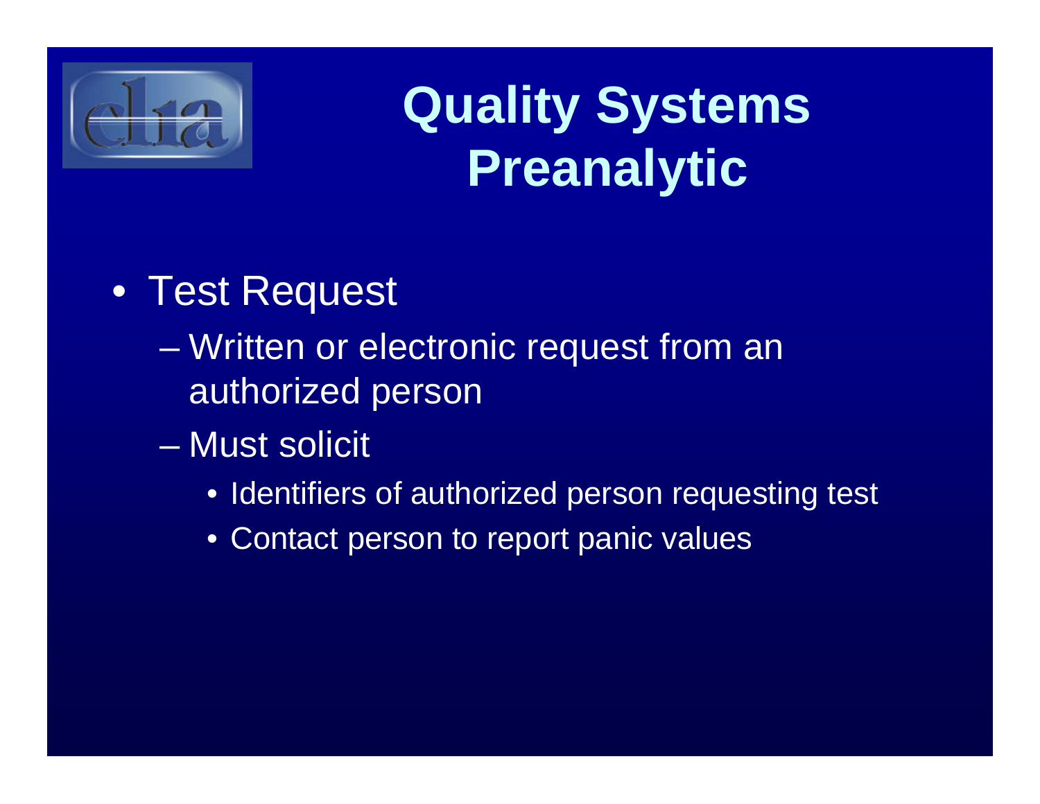# Quality Systems Preanalytic

- Test Request
  - Written or electronic request from an authorized person
  - Must solicit
    - Identifiers of authorized person requesting test
    - Contact person to report panic values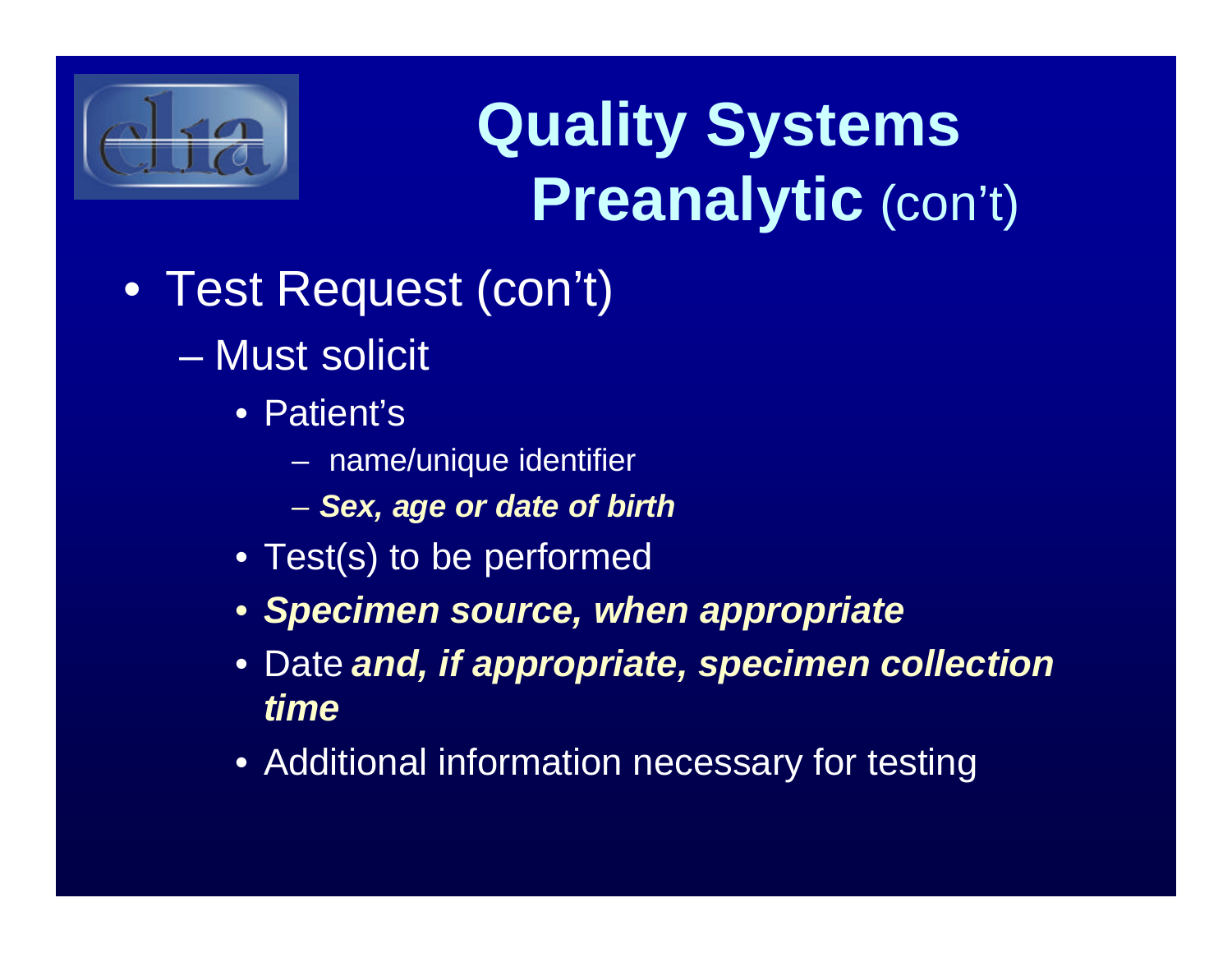# Quality Systems Preanalytic (con't)

- Test Request (con't)
  - Must solicit
    - Patient's
      - name/unique identifier
      - ***Sex, age or date of birth***
    - Test(s) to be performed
    - ***Specimen source, when appropriate***
    - Date ***and, if appropriate, specimen collection time***
    - Additional information necessary for testing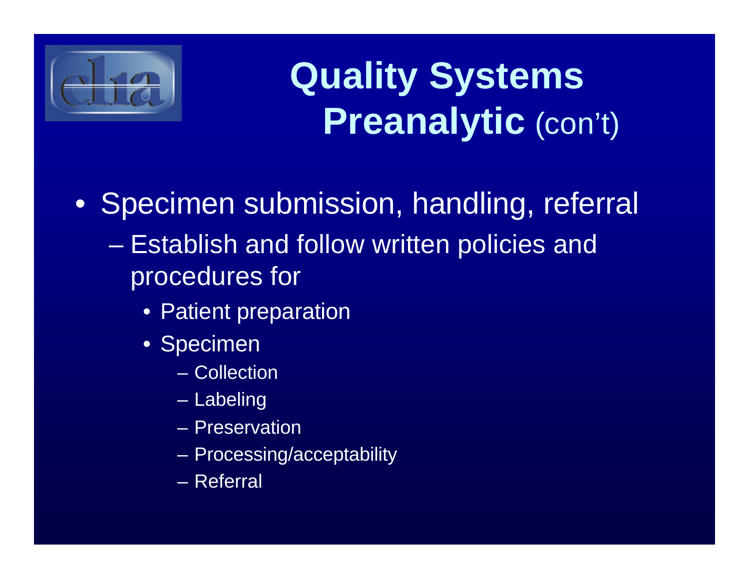# Quality Systems Preanalytic (con't)

- Specimen submission, handling, referral
  - Establish and follow written policies and procedures for
    - Patient preparation
    - Specimen
      - Collection
      - Labeling
      - Preservation
      - Processing/acceptability
      - Referral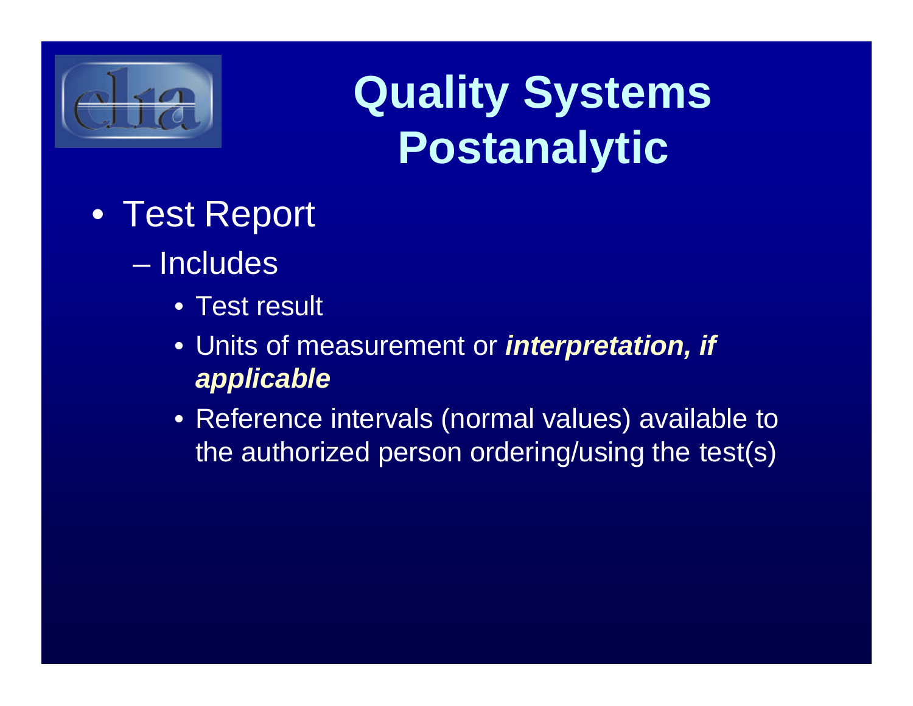# Quality Systems Postanalytic

- Test Report
  - Includes
    - Test result
    - Units of measurement or ***interpretation, if applicable***
    - Reference intervals (normal values) available to the authorized person ordering/using the test(s)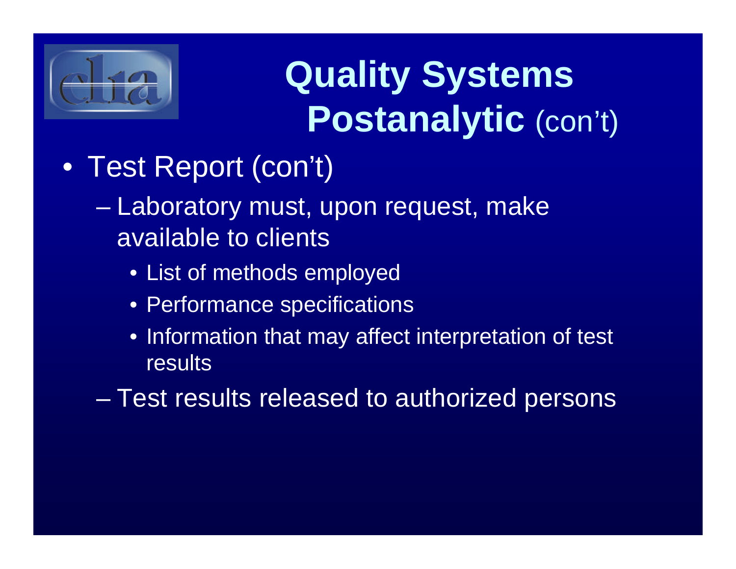# Quality Systems Postanalytic (con't)

- Test Report (con't)
  - Laboratory must, upon request, make available to clients
    - List of methods employed
    - Performance specifications
    - Information that may affect interpretation of test results
  - Test results released to authorized persons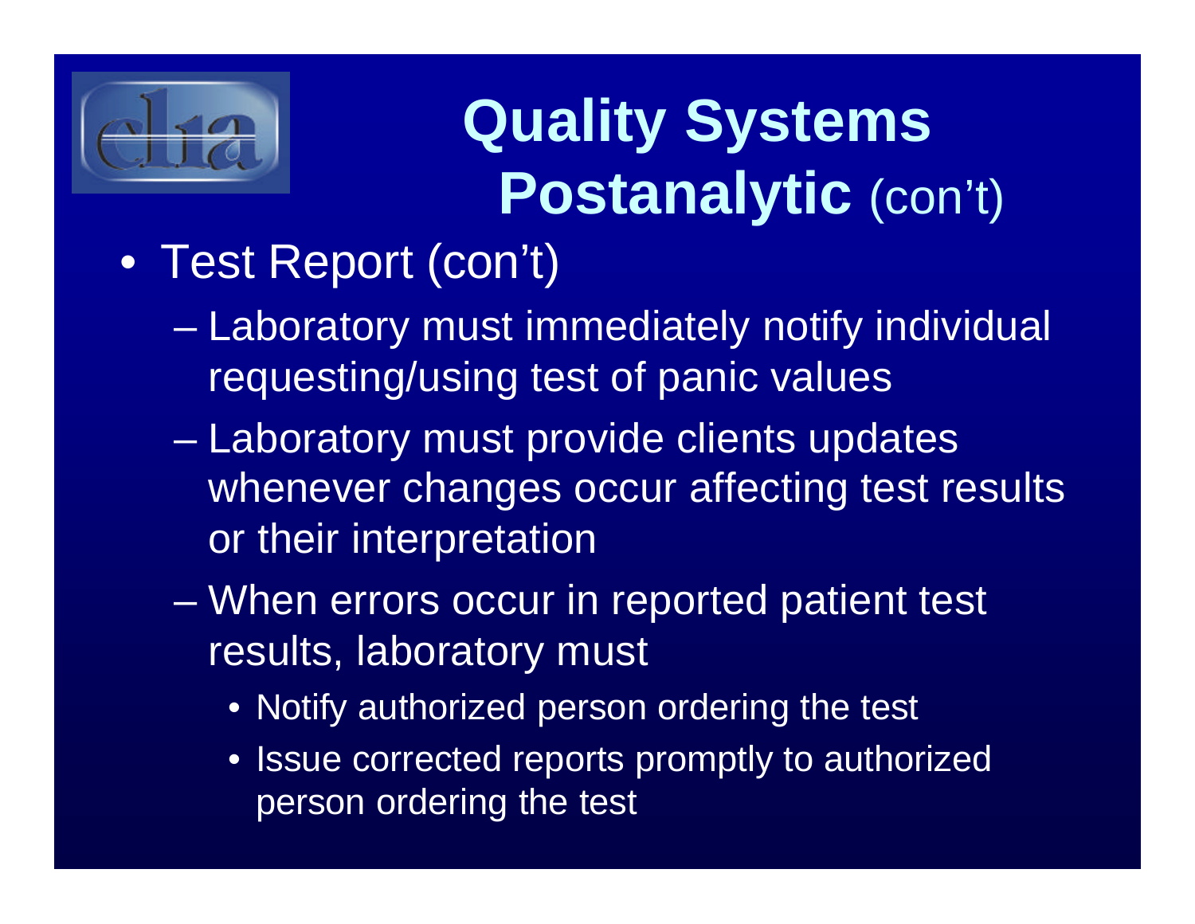# Quality Systems Postanalytic (con't)

- Test Report (con't)
  - Laboratory must immediately notify individual requesting/using test of panic values
  - Laboratory must provide clients updates whenever changes occur affecting test results or their interpretation
  - When errors occur in reported patient test results, laboratory must
    - Notify authorized person ordering the test
    - Issue corrected reports promptly to authorized person ordering the test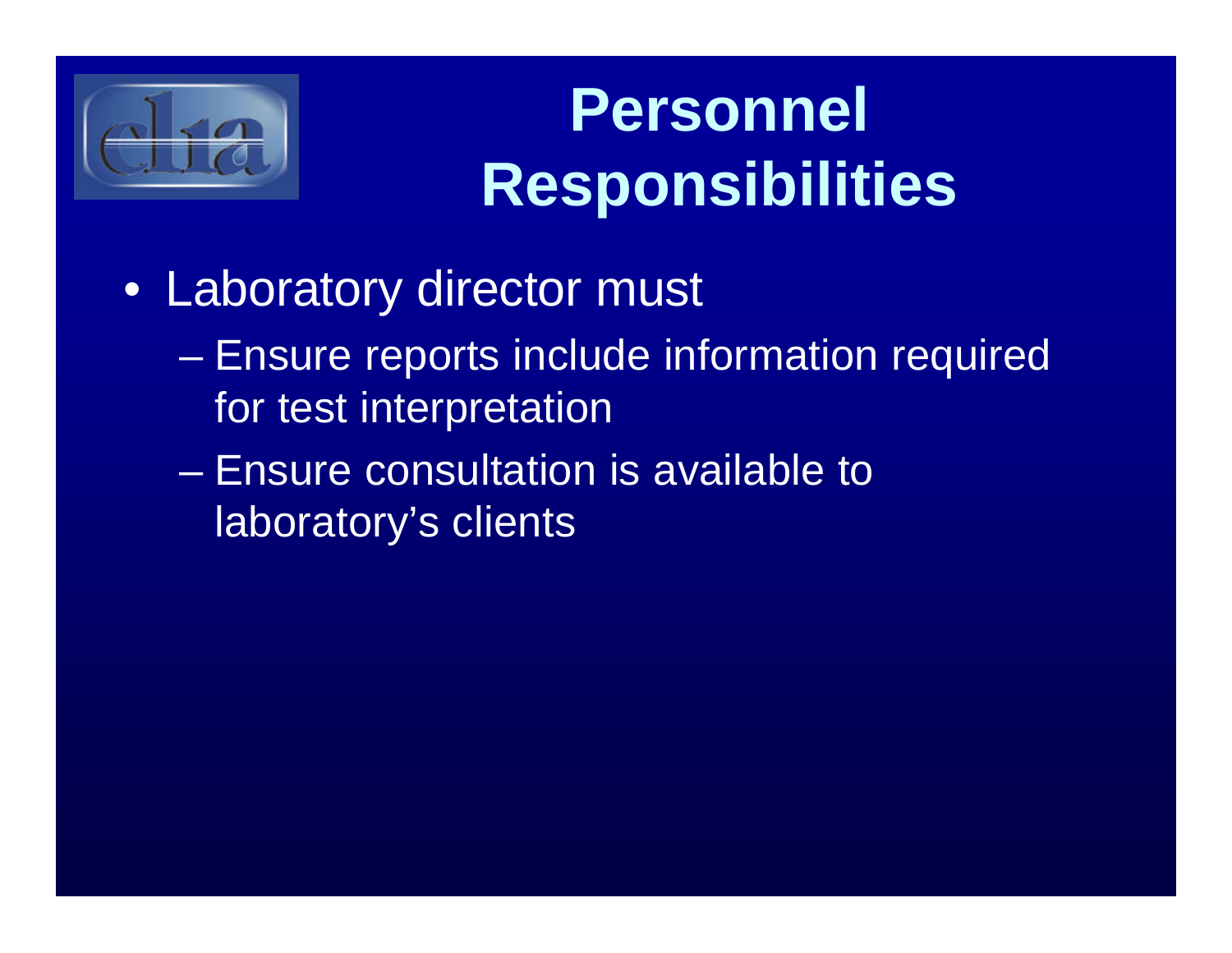# Personnel Responsibilities

- Laboratory director must
  - Ensure reports include information required for test interpretation
  - Ensure consultation is available to laboratory's clients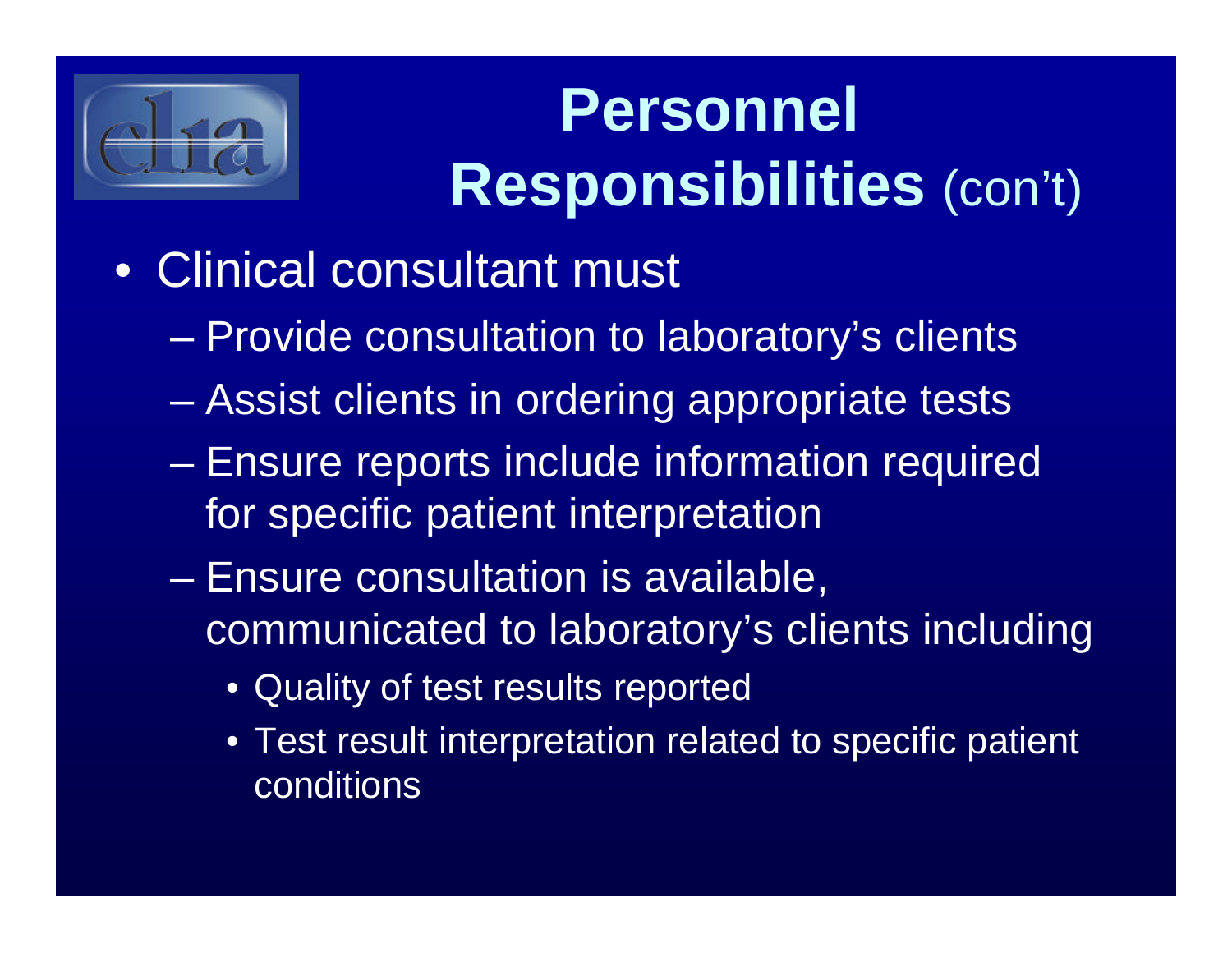# Personnel Responsibilities (con't)

- Clinical consultant must
  - Provide consultation to laboratory's clients
  - Assist clients in ordering appropriate tests
  - Ensure reports include information required for specific patient interpretation
  - Ensure consultation is available, communicated to laboratory's clients including
    - Quality of test results reported
    - Test result interpretation related to specific patient conditions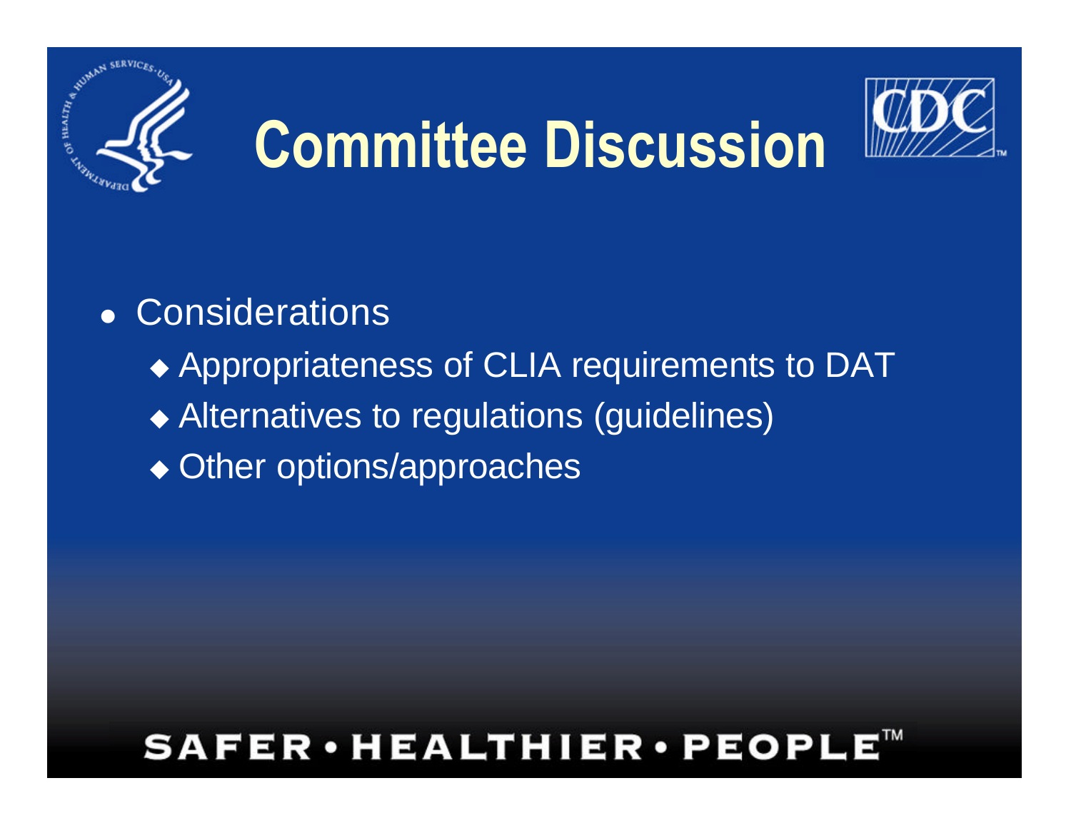# Committee Discussion

- Considerations
  - Appropriateness of CLIA requirements to DAT
  - Alternatives to regulations (guidelines)
  - Other options/approaches